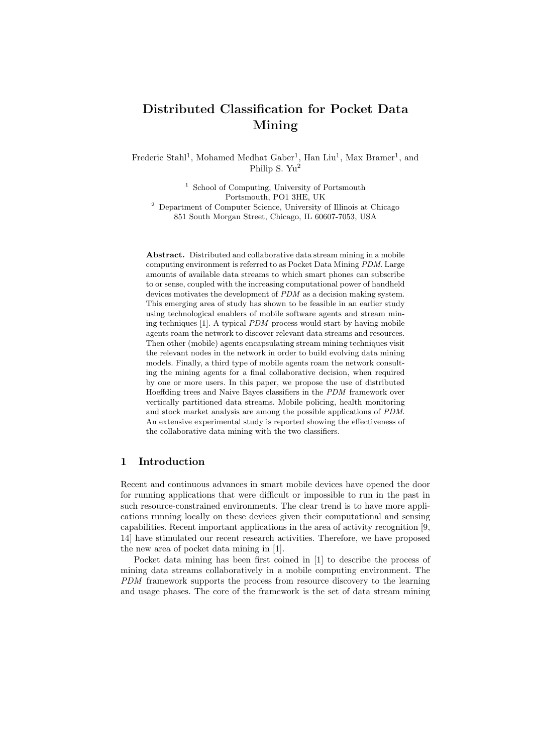# Distributed Classification for Pocket Data Mining

Frederic Stahl[1], Mohamed Medhat Gaber[1], Han Liu[1], Max Bramer[1], and Philip S. Yu[2]

[1] School of Computing, University of Portsmouth
Portsmouth, PO1 3HE, UK

[2] Department of Computer Science, University of Illinois at Chicago
851 South Morgan Street, Chicago, IL 60607-7053, USA

**Abstract.** Distributed and collaborative data stream mining in a mobile computing environment is referred to as Pocket Data Mining *PDM*. Large amounts of available data streams to which smart phones can subscribe to or sense, coupled with the increasing computational power of handheld devices motivates the development of *PDM* as a decision making system. This emerging area of study has shown to be feasible in an earlier study using technological enablers of mobile software agents and stream mining techniques [1]. A typical *PDM* process would start by having mobile agents roam the network to discover relevant data streams and resources. Then other (mobile) agents encapsulating stream mining techniques visit the relevant nodes in the network in order to build evolving data mining models. Finally, a third type of mobile agents roam the network consulting the mining agents for a final collaborative decision, when required by one or more users. In this paper, we propose the use of distributed Hoeffding trees and Naive Bayes classifiers in the *PDM* framework over vertically partitioned data streams. Mobile policing, health monitoring and stock market analysis are among the possible applications of *PDM*. An extensive experimental study is reported showing the effectiveness of the collaborative data mining with the two classifiers.

## 1 Introduction

Recent and continuous advances in smart mobile devices have opened the door for running applications that were difficult or impossible to run in the past in such resource-constrained environments. The clear trend is to have more applications running locally on these devices given their computational and sensing capabilities. Recent important applications in the area of activity recognition [9, 14] have stimulated our recent research activities. Therefore, we have proposed the new area of pocket data mining in [1].

Pocket data mining has been first coined in [1] to describe the process of mining data streams collaboratively in a mobile computing environment. The *PDM* framework supports the process from resource discovery to the learning and usage phases. The core of the framework is the set of data stream mining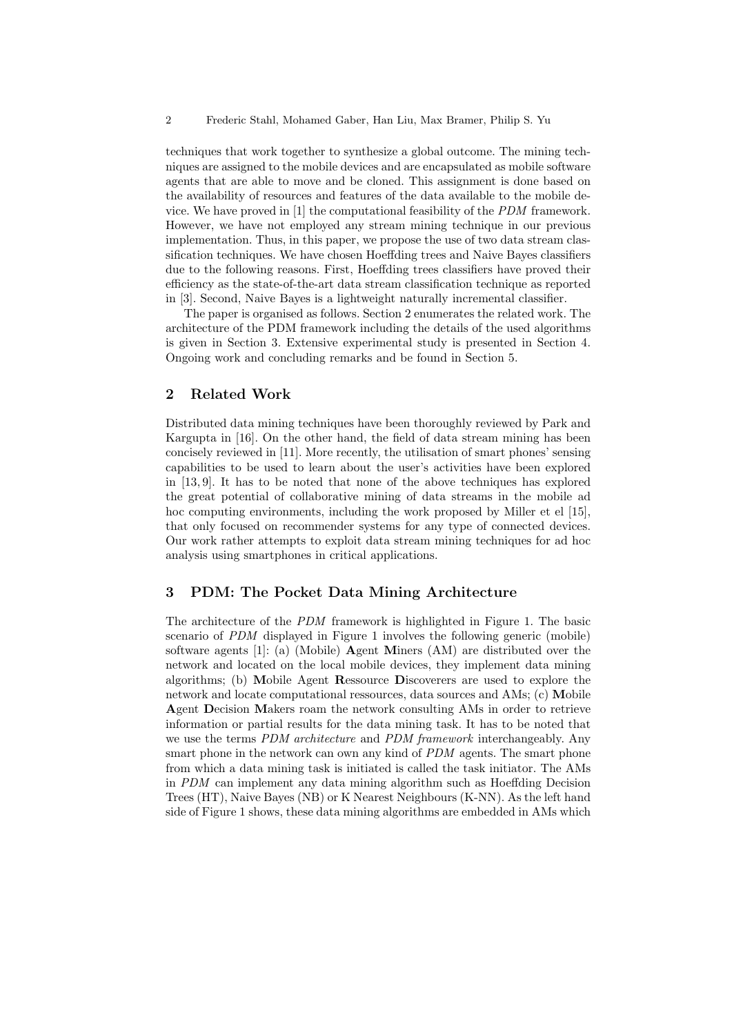techniques that work together to synthesize a global outcome. The mining techniques are assigned to the mobile devices and are encapsulated as mobile software agents that are able to move and be cloned. This assignment is done based on the availability of resources and features of the data available to the mobile device. We have proved in [1] the computational feasibility of the *PDM* framework. However, we have not employed any stream mining technique in our previous implementation. Thus, in this paper, we propose the use of two data stream classification techniques. We have chosen Hoeffding trees and Naive Bayes classifiers due to the following reasons. First, Hoeffding trees classifiers have proved their efficiency as the state-of-the-art data stream classification technique as reported in [3]. Second, Naive Bayes is a lightweight naturally incremental classifier.

The paper is organised as follows. Section 2 enumerates the related work. The architecture of the PDM framework including the details of the used algorithms is given in Section 3. Extensive experimental study is presented in Section 4. Ongoing work and concluding remarks and be found in Section 5.

## 2 Related Work

Distributed data mining techniques have been thoroughly reviewed by Park and Kargupta in [16]. On the other hand, the field of data stream mining has been concisely reviewed in [11]. More recently, the utilisation of smart phones' sensing capabilities to be used to learn about the user's activities have been explored in [13, 9]. It has to be noted that none of the above techniques has explored the great potential of collaborative mining of data streams in the mobile ad hoc computing environments, including the work proposed by Miller et el [15], that only focused on recommender systems for any type of connected devices. Our work rather attempts to exploit data stream mining techniques for ad hoc analysis using smartphones in critical applications.

## 3 PDM: The Pocket Data Mining Architecture

The architecture of the *PDM* framework is highlighted in Figure 1. The basic scenario of *PDM* displayed in Figure 1 involves the following generic (mobile) software agents [1]: (a) (Mobile) **A**gent **M**iners (AM) are distributed over the network and located on the local mobile devices, they implement data mining algorithms; (b) **M**obile Agent **R**essource **D**iscoverers are used to explore the network and locate computational ressources, data sources and AMs; (c) **M**obile **A**gent **D**ecision **M**akers roam the network consulting AMs in order to retrieve information or partial results for the data mining task. It has to be noted that we use the terms *PDM architecture* and *PDM framework* interchangeably. Any smart phone in the network can own any kind of *PDM* agents. The smart phone from which a data mining task is initiated is called the task initiator. The AMs in *PDM* can implement any data mining algorithm such as Hoeffding Decision Trees (HT), Naive Bayes (NB) or K Nearest Neighbours (K-NN). As the left hand side of Figure 1 shows, these data mining algorithms are embedded in AMs which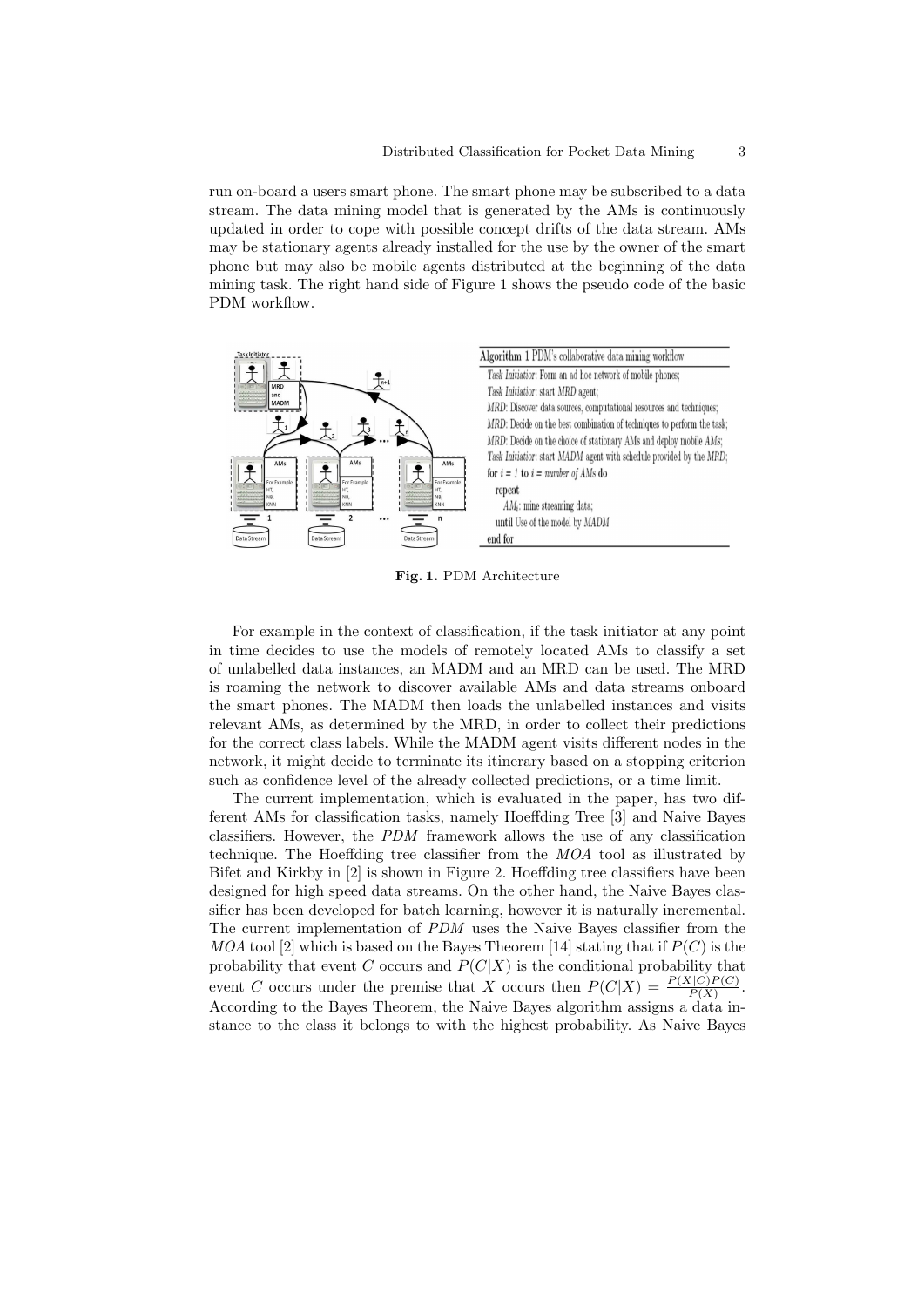run on-board a users smart phone. The smart phone may be subscribed to a data stream. The data mining model that is generated by the AMs is continuously updated in order to cope with possible concept drifts of the data stream. AMs may be stationary agents already installed for the use by the owner of the smart phone but may also be mobile agents distributed at the beginning of the data mining task. The right hand side of Figure 1 shows the pseudo code of the basic PDM workflow.

**Algorithm 1** PDM's collaborative data mining workflow

*Task Initiatior*: Form an ad hoc network of mobile phones;
*Task Initiatior*: start *MRD* agent;
*MRD*: Discover data sources, computational resources and techniques;
*MRD*: Decide on the best combination of techniques to perform the task;
*MRD*: Decide on the choice of stationary AMs and deploy mobile AMs;
*Task Initiatior*: start *MADM* agent with schedule provided by the *MRD*;
**for** $i = 1$ to $i =$ *number of AMs* **do**
  **repeat**
    $AM_i$: mine streaming data;
  **until** Use of the model by *MADM*
**end for**

**Fig. 1.** PDM Architecture

For example in the context of classification, if the task initiator at any point in time decides to use the models of remotely located AMs to classify a set of unlabelled data instances, an MADM and an MRD can be used. The MRD is roaming the network to discover available AMs and data streams onboard the smart phones. The MADM then loads the unlabelled instances and visits relevant AMs, as determined by the MRD, in order to collect their predictions for the correct class labels. While the MADM agent visits different nodes in the network, it might decide to terminate its itinerary based on a stopping criterion such as confidence level of the already collected predictions, or a time limit.

The current implementation, which is evaluated in the paper, has two different AMs for classification tasks, namely Hoeffding Tree [3] and Naive Bayes classifiers. However, the *PDM* framework allows the use of any classification technique. The Hoeffding tree classifier from the *MOA* tool as illustrated by Bifet and Kirkby in [2] is shown in Figure 2. Hoeffding tree classifiers have been designed for high speed data streams. On the other hand, the Naive Bayes classifier has been developed for batch learning, however it is naturally incremental. The current implementation of *PDM* uses the Naive Bayes classifier from the *MOA* tool [2] which is based on the Bayes Theorem [14] stating that if $P(C)$ is the probability that event $C$ occurs and $P(C|X)$ is the conditional probability that event $C$ occurs under the premise that $X$ occurs then $P(C|X) = \frac{P(X|C)P(C)}{P(X)}$. According to the Bayes Theorem, the Naive Bayes algorithm assigns a data instance to the class it belongs to with the highest probability. As Naive Bayes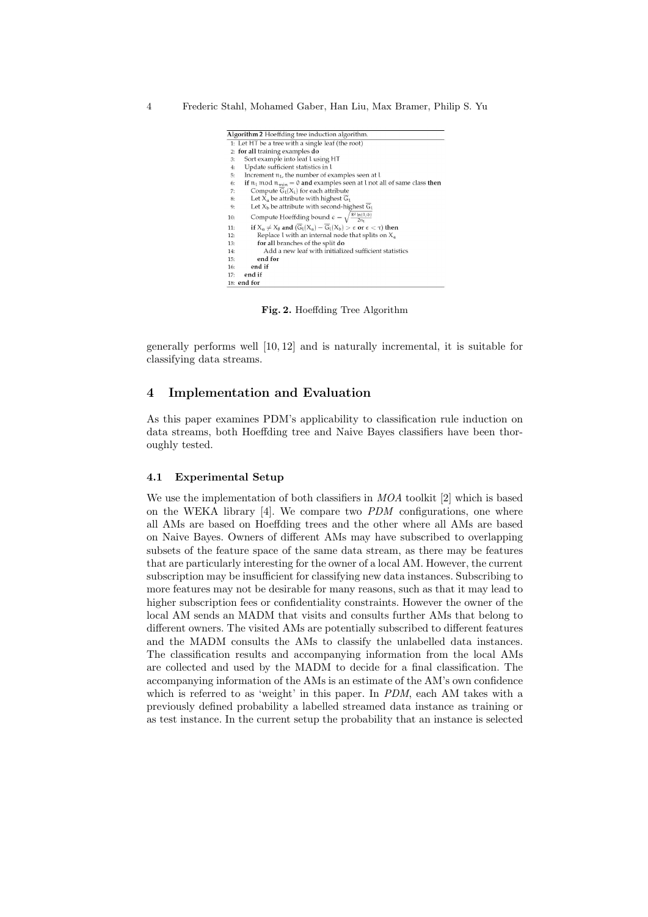**Algorithm 2** Hoeffding tree induction algorithm.

```
1: Let HT be a tree with a single leaf (the root)
2: for all training examples do
3:    Sort example into leaf l using HT
4:    Update sufficient statistics in l
5:    Increment n_l, the number of examples seen at l
6:    if n_l mod n_min = 0 and examples seen at l not all of same class then
7:       Compute G_l(X_i) for each attribute
8:       Let X_a be attribute with highest G_l
9:       Let X_b be attribute with second-highest G_l
10:      Compute Hoeffding bound ε = sqrt(R² ln(1/δ) / 2n_l)
11:      if X_a ≠ X_∅ and (G_l(X_a) − G_l(X_b) > ε or ε < τ) then
12:         Replace l with an internal node that splits on X_a
13:         for all branches of the split do
14:            Add a new leaf with initialized sufficient statistics
15:         end for
16:      end if
17:   end if
18: end for
```

**Fig. 2.** Hoeffding Tree Algorithm

generally performs well [10, 12] and is naturally incremental, it is suitable for classifying data streams.

## 4 Implementation and Evaluation

As this paper examines PDM's applicability to classification rule induction on data streams, both Hoeffding tree and Naive Bayes classifiers have been thoroughly tested.

### 4.1 Experimental Setup

We use the implementation of both classifiers in *MOA* toolkit [2] which is based on the WEKA library [4]. We compare two *PDM* configurations, one where all AMs are based on Hoeffding trees and the other where all AMs are based on Naive Bayes. Owners of different AMs may have subscribed to overlapping subsets of the feature space of the same data stream, as there may be features that are particularly interesting for the owner of a local AM. However, the current subscription may be insufficient for classifying new data instances. Subscribing to more features may not be desirable for many reasons, such as that it may lead to higher subscription fees or confidentiality constraints. However the owner of the local AM sends an MADM that visits and consults further AMs that belong to different owners. The visited AMs are potentially subscribed to different features and the MADM consults the AMs to classify the unlabelled data instances. The classification results and accompanying information from the local AMs are collected and used by the MADM to decide for a final classification. The accompanying information of the AMs is an estimate of the AM's own confidence which is referred to as 'weight' in this paper. In *PDM*, each AM takes with a previously defined probability a labelled streamed data instance as training or as test instance. In the current setup the probability that an instance is selected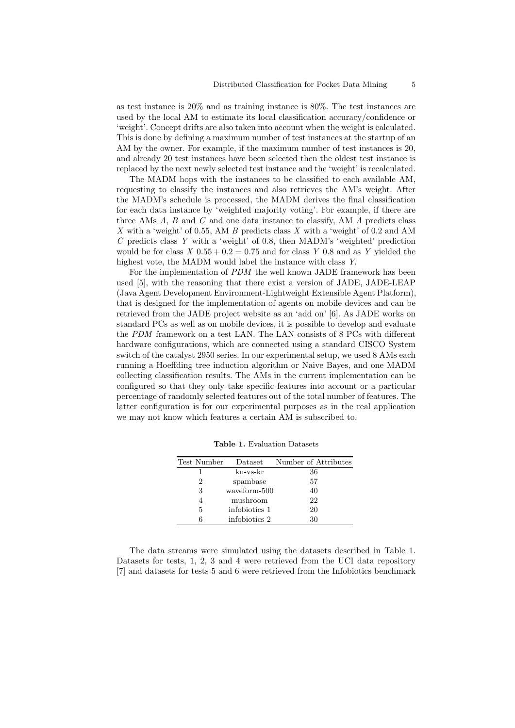as test instance is 20% and as training instance is 80%. The test instances are used by the local AM to estimate its local classification accuracy/confidence or 'weight'. Concept drifts are also taken into account when the weight is calculated. This is done by defining a maximum number of test instances at the startup of an AM by the owner. For example, if the maximum number of test instances is 20, and already 20 test instances have been selected then the oldest test instance is replaced by the next newly selected test instance and the 'weight' is recalculated.

The MADM hops with the instances to be classified to each available AM, requesting to classify the instances and also retrieves the AM's weight. After the MADM's schedule is processed, the MADM derives the final classification for each data instance by 'weighted majority voting'. For example, if there are three AMs $A$, $B$ and $C$ and one data instance to classify, AM $A$ predicts class $X$ with a 'weight' of 0.55, AM $B$ predicts class $X$ with a 'weight' of 0.2 and AM $C$ predicts class $Y$ with a 'weight' of 0.8, then MADM's 'weighted' prediction would be for class $X$ $0.55 + 0.2 = 0.75$ and for class $Y$ 0.8 and as $Y$ yielded the highest vote, the MADM would label the instance with class $Y$.

For the implementation of *PDM* the well known JADE framework has been used [5], with the reasoning that there exist a version of JADE, JADE-LEAP (Java Agent Development Environment-Lightweight Extensible Agent Platform), that is designed for the implementation of agents on mobile devices and can be retrieved from the JADE project website as an 'add on' [6]. As JADE works on standard PCs as well as on mobile devices, it is possible to develop and evaluate the *PDM* framework on a test LAN. The LAN consists of 8 PCs with different hardware configurations, which are connected using a standard CISCO System switch of the catalyst 2950 series. In our experimental setup, we used 8 AMs each running a Hoeffding tree induction algorithm or Naive Bayes, and one MADM collecting classification results. The AMs in the current implementation can be configured so that they only take specific features into account or a particular percentage of randomly selected features out of the total number of features. The latter configuration is for our experimental purposes as in the real application we may not know which features a certain AM is subscribed to.

**Table 1.** Evaluation Datasets

| Test Number | Dataset | Number of Attributes |
|---|---|---|
| 1 | kn-vs-kr | 36 |
| 2 | spambase | 57 |
| 3 | waveform-500 | 40 |
| 4 | mushroom | 22 |
| 5 | infobiotics 1 | 20 |
| 6 | infobiotics 2 | 30 |

The data streams were simulated using the datasets described in Table 1. Datasets for tests, 1, 2, 3 and 4 were retrieved from the UCI data repository [7] and datasets for tests 5 and 6 were retrieved from the Infobiotics benchmark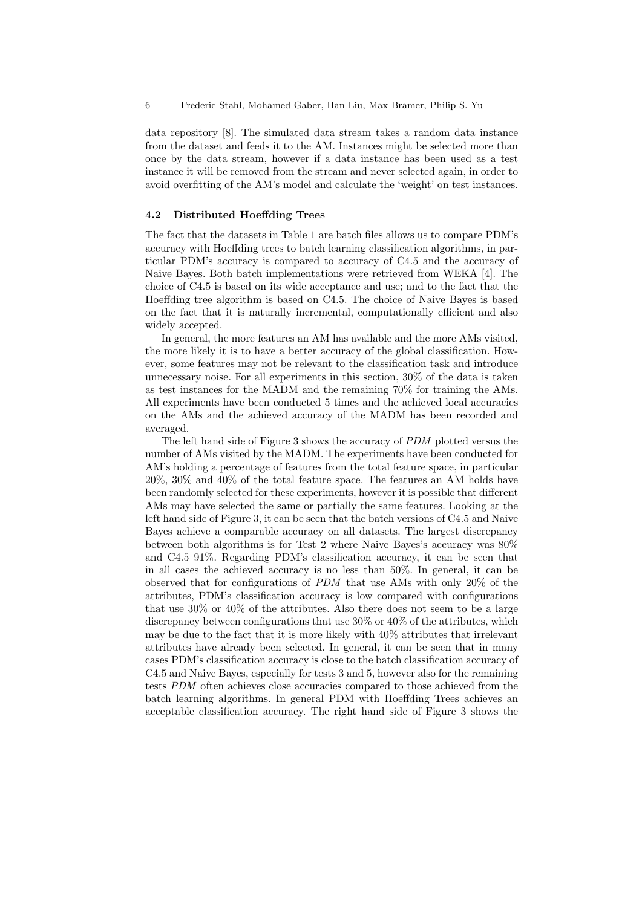data repository [8]. The simulated data stream takes a random data instance from the dataset and feeds it to the AM. Instances might be selected more than once by the data stream, however if a data instance has been used as a test instance it will be removed from the stream and never selected again, in order to avoid overfitting of the AM's model and calculate the 'weight' on test instances.

### 4.2 Distributed Hoeffding Trees

The fact that the datasets in Table 1 are batch files allows us to compare PDM's accuracy with Hoeffding trees to batch learning classification algorithms, in particular PDM's accuracy is compared to accuracy of C4.5 and the accuracy of Naive Bayes. Both batch implementations were retrieved from WEKA [4]. The choice of C4.5 is based on its wide acceptance and use; and to the fact that the Hoeffding tree algorithm is based on C4.5. The choice of Naive Bayes is based on the fact that it is naturally incremental, computationally efficient and also widely accepted.

In general, the more features an AM has available and the more AMs visited, the more likely it is to have a better accuracy of the global classification. However, some features may not be relevant to the classification task and introduce unnecessary noise. For all experiments in this section, 30% of the data is taken as test instances for the MADM and the remaining 70% for training the AMs. All experiments have been conducted 5 times and the achieved local accuracies on the AMs and the achieved accuracy of the MADM has been recorded and averaged.

The left hand side of Figure 3 shows the accuracy of *PDM* plotted versus the number of AMs visited by the MADM. The experiments have been conducted for AM's holding a percentage of features from the total feature space, in particular 20%, 30% and 40% of the total feature space. The features an AM holds have been randomly selected for these experiments, however it is possible that different AMs may have selected the same or partially the same features. Looking at the left hand side of Figure 3, it can be seen that the batch versions of C4.5 and Naive Bayes achieve a comparable accuracy on all datasets. The largest discrepancy between both algorithms is for Test 2 where Naive Bayes's accuracy was 80% and C4.5 91%. Regarding PDM's classification accuracy, it can be seen that in all cases the achieved accuracy is no less than 50%. In general, it can be observed that for configurations of *PDM* that use AMs with only 20% of the attributes, PDM's classification accuracy is low compared with configurations that use 30% or 40% of the attributes. Also there does not seem to be a large discrepancy between configurations that use 30% or 40% of the attributes, which may be due to the fact that it is more likely with 40% attributes that irrelevant attributes have already been selected. In general, it can be seen that in many cases PDM's classification accuracy is close to the batch classification accuracy of C4.5 and Naive Bayes, especially for tests 3 and 5, however also for the remaining tests *PDM* often achieves close accuracies compared to those achieved from the batch learning algorithms. In general PDM with Hoeffding Trees achieves an acceptable classification accuracy. The right hand side of Figure 3 shows the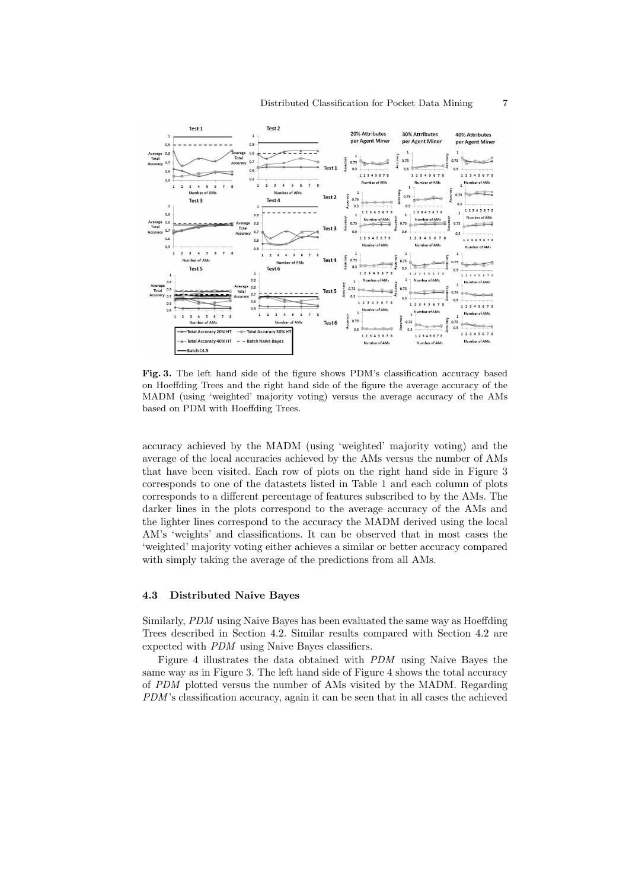**Fig. 3.** The left hand side of the figure shows PDM's classification accuracy based on Hoeffding Trees and the right hand side of the figure the average accuracy of the MADM (using 'weighted' majority voting) versus the average accuracy of the AMs based on PDM with Hoeffding Trees.

accuracy achieved by the MADM (using 'weighted' majority voting) and the average of the local accuracies achieved by the AMs versus the number of AMs that have been visited. Each row of plots on the right hand side in Figure 3 corresponds to one of the datastets listed in Table 1 and each column of plots corresponds to a different percentage of features subscribed to by the AMs. The darker lines in the plots correspond to the average accuracy of the AMs and the lighter lines correspond to the accuracy the MADM derived using the local AM's 'weights' and classifications. It can be observed that in most cases the 'weighted' majority voting either achieves a similar or better accuracy compared with simply taking the average of the predictions from all AMs.

### 4.3 Distributed Naive Bayes

Similarly, *PDM* using Naive Bayes has been evaluated the same way as Hoeffding Trees described in Section 4.2. Similar results compared with Section 4.2 are expected with *PDM* using Naive Bayes classifiers.

Figure 4 illustrates the data obtained with *PDM* using Naive Bayes the same way as in Figure 3. The left hand side of Figure 4 shows the total accuracy of *PDM* plotted versus the number of AMs visited by the MADM. Regarding *PDM*'s classification accuracy, again it can be seen that in all cases the achieved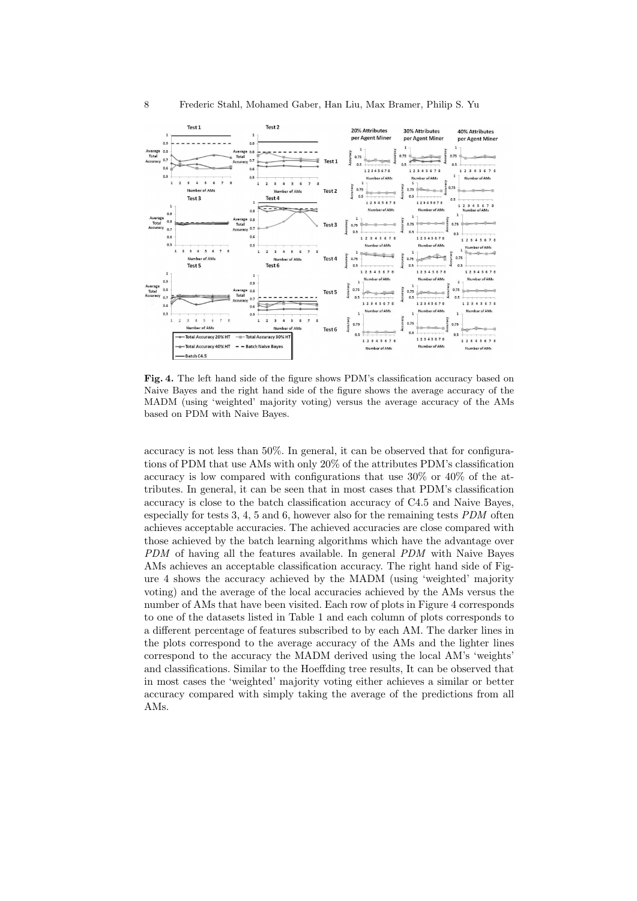**Fig. 4.** The left hand side of the figure shows PDM's classification accuracy based on Naive Bayes and the right hand side of the figure shows the average accuracy of the MADM (using 'weighted' majority voting) versus the average accuracy of the AMs based on PDM with Naive Bayes.

accuracy is not less than 50%. In general, it can be observed that for configurations of PDM that use AMs with only 20% of the attributes PDM's classification accuracy is low compared with configurations that use 30% or 40% of the attributes. In general, it can be seen that in most cases that PDM's classification accuracy is close to the batch classification accuracy of C4.5 and Naive Bayes, especially for tests 3, 4, 5 and 6, however also for the remaining tests *PDM* often achieves acceptable accuracies. The achieved accuracies are close compared with those achieved by the batch learning algorithms which have the advantage over *PDM* of having all the features available. In general *PDM* with Naive Bayes AMs achieves an acceptable classification accuracy. The right hand side of Figure 4 shows the accuracy achieved by the MADM (using 'weighted' majority voting) and the average of the local accuracies achieved by the AMs versus the number of AMs that have been visited. Each row of plots in Figure 4 corresponds to one of the datasets listed in Table 1 and each column of plots corresponds to a different percentage of features subscribed to by each AM. The darker lines in the plots correspond to the average accuracy of the AMs and the lighter lines correspond to the accuracy the MADM derived using the local AM's 'weights' and classifications. Similar to the Hoeffding tree results, It can be observed that in most cases the 'weighted' majority voting either achieves a similar or better accuracy compared with simply taking the average of the predictions from all AMs.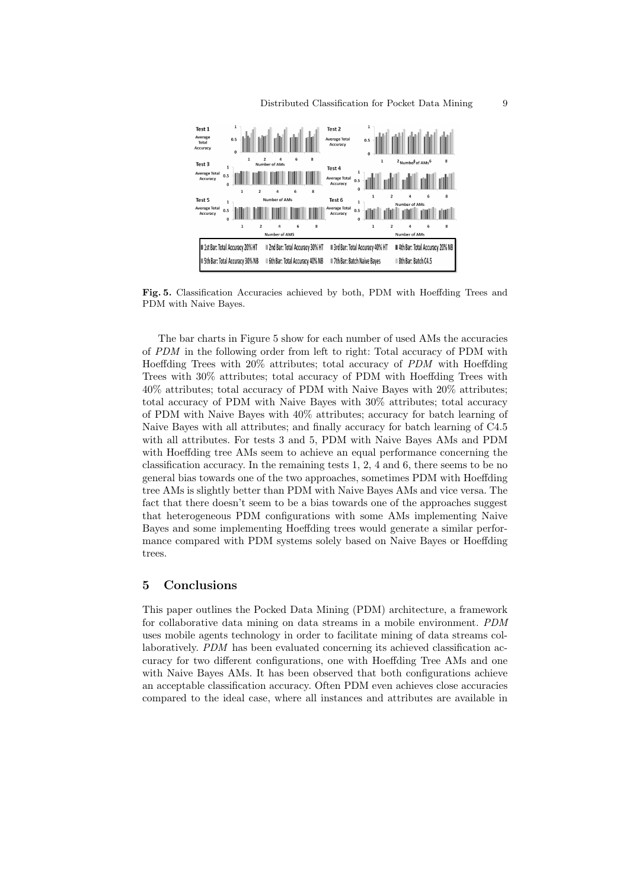**Fig. 5.** Classification Accuracies achieved by both, PDM with Hoeffding Trees and PDM with Naive Bayes.

The bar charts in Figure 5 show for each number of used AMs the accuracies of *PDM* in the following order from left to right: Total accuracy of PDM with Hoeffding Trees with 20% attributes; total accuracy of *PDM* with Hoeffding Trees with 30% attributes; total accuracy of PDM with Hoeffding Trees with 40% attributes; total accuracy of PDM with Naive Bayes with 20% attributes; total accuracy of PDM with Naive Bayes with 30% attributes; total accuracy of PDM with Naive Bayes with 40% attributes; accuracy for batch learning of Naive Bayes with all attributes; and finally accuracy for batch learning of C4.5 with all attributes. For tests 3 and 5, PDM with Naive Bayes AMs and PDM with Hoeffding tree AMs seem to achieve an equal performance concerning the classification accuracy. In the remaining tests 1, 2, 4 and 6, there seems to be no general bias towards one of the two approaches, sometimes PDM with Hoeffding tree AMs is slightly better than PDM with Naive Bayes AMs and vice versa. The fact that there doesn't seem to be a bias towards one of the approaches suggest that heterogeneous PDM configurations with some AMs implementing Naive Bayes and some implementing Hoeffding trees would generate a similar performance compared with PDM systems solely based on Naive Bayes or Hoeffding trees.

## 5 Conclusions

This paper outlines the Pocked Data Mining (PDM) architecture, a framework for collaborative data mining on data streams in a mobile environment. *PDM* uses mobile agents technology in order to facilitate mining of data streams collaboratively. *PDM* has been evaluated concerning its achieved classification accuracy for two different configurations, one with Hoeffding Tree AMs and one with Naive Bayes AMs. It has been observed that both configurations achieve an acceptable classification accuracy. Often PDM even achieves close accuracies compared to the ideal case, where all instances and attributes are available in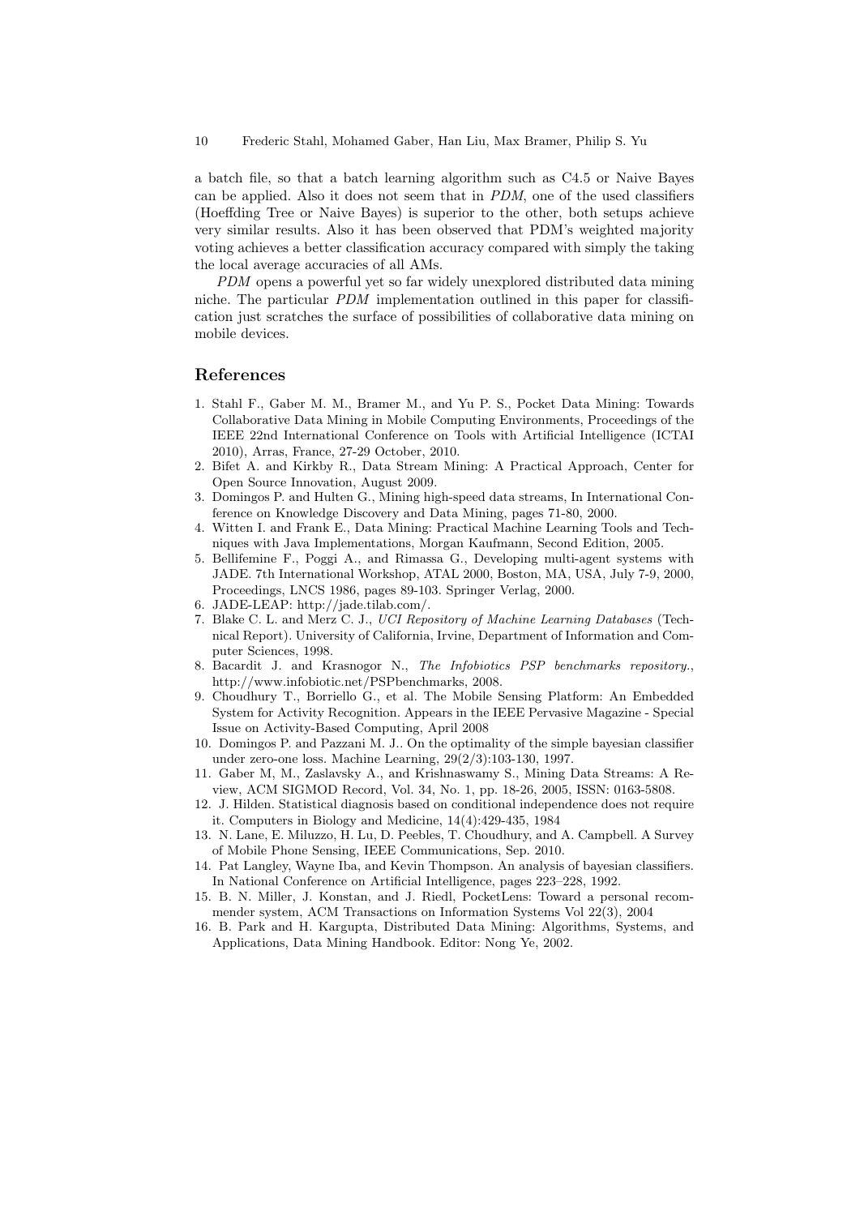a batch file, so that a batch learning algorithm such as C4.5 or Naive Bayes can be applied. Also it does not seem that in *PDM*, one of the used classifiers (Hoeffding Tree or Naive Bayes) is superior to the other, both setups achieve very similar results. Also it has been observed that PDM's weighted majority voting achieves a better classification accuracy compared with simply the taking the local average accuracies of all AMs.

*PDM* opens a powerful yet so far widely unexplored distributed data mining niche. The particular *PDM* implementation outlined in this paper for classification just scratches the surface of possibilities of collaborative data mining on mobile devices.

## References

1. Stahl F., Gaber M. M., Bramer M., and Yu P. S., Pocket Data Mining: Towards Collaborative Data Mining in Mobile Computing Environments, Proceedings of the IEEE 22nd International Conference on Tools with Artificial Intelligence (ICTAI 2010), Arras, France, 27-29 October, 2010.
2. Bifet A. and Kirkby R., Data Stream Mining: A Practical Approach, Center for Open Source Innovation, August 2009.
3. Domingos P. and Hulten G., Mining high-speed data streams, In International Conference on Knowledge Discovery and Data Mining, pages 71-80, 2000.
4. Witten I. and Frank E., Data Mining: Practical Machine Learning Tools and Techniques with Java Implementations, Morgan Kaufmann, Second Edition, 2005.
5. Bellifemine F., Poggi A., and Rimassa G., Developing multi-agent systems with JADE. 7th International Workshop, ATAL 2000, Boston, MA, USA, July 7-9, 2000, Proceedings, LNCS 1986, pages 89-103. Springer Verlag, 2000.
6. JADE-LEAP: http://jade.tilab.com/.
7. Blake C. L. and Merz C. J., *UCI Repository of Machine Learning Databases* (Technical Report). University of California, Irvine, Department of Information and Computer Sciences, 1998.
8. Bacardit J. and Krasnogor N., *The Infobiotics PSP benchmarks repository.*, http://www.infobiotic.net/PSPbenchmarks, 2008.
9. Choudhury T., Borriello G., et al. The Mobile Sensing Platform: An Embedded System for Activity Recognition. Appears in the IEEE Pervasive Magazine - Special Issue on Activity-Based Computing, April 2008
10. Domingos P. and Pazzani M. J.. On the optimality of the simple bayesian classifier under zero-one loss. Machine Learning, 29(2/3):103-130, 1997.
11. Gaber M, M., Zaslavsky A., and Krishnaswamy S., Mining Data Streams: A Review, ACM SIGMOD Record, Vol. 34, No. 1, pp. 18-26, 2005, ISSN: 0163-5808.
12. J. Hilden. Statistical diagnosis based on conditional independence does not require it. Computers in Biology and Medicine, 14(4):429-435, 1984
13. N. Lane, E. Miluzzo, H. Lu, D. Peebles, T. Choudhury, and A. Campbell. A Survey of Mobile Phone Sensing, IEEE Communications, Sep. 2010.
14. Pat Langley, Wayne Iba, and Kevin Thompson. An analysis of bayesian classifiers. In National Conference on Artificial Intelligence, pages 223–228, 1992.
15. B. N. Miller, J. Konstan, and J. Riedl, PocketLens: Toward a personal recommender system, ACM Transactions on Information Systems Vol 22(3), 2004
16. B. Park and H. Kargupta, Distributed Data Mining: Algorithms, Systems, and Applications, Data Mining Handbook. Editor: Nong Ye, 2002.